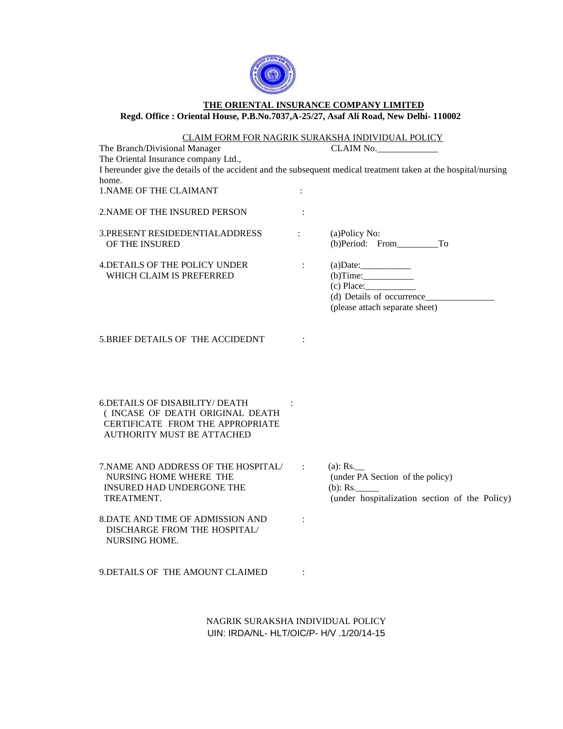**THE ORIENTAL INSURANCE COMPANY LIMITED**

**Regd. Office : Oriental House, P.B.No.7037,A-25/27, Asaf Ali Road, New Delhi- 110002**

CLAIM FORM FOR NAGRIK SURAKSHA INDIVIDUAL POLICY

The Branch/Divisional Manager CLAIM No.____________

The Oriental Insurance company Ltd.,

I hereunder give the details of the accident and the subsequent medical treatment taken at the hospital/nursing home.

1.NAME OF THE CLAIMANT :

2.NAME OF THE INSURED PERSON :

3.PRESENT RESIDEDENTIALADDRESS OF THE INSURED : (a)Policy No:
(b)Period: From________To

4.DETAILS OF THE POLICY UNDER WHICH CLAIM IS PREFERRED : (a)Date:__________
(b)Time:__________
(c) Place:__________
(d) Details of occurrence______________
(please attach separate sheet)

5.BRIEF DETAILS OF THE ACCIDEDNT :

6.DETAILS OF DISABILITY/ DEATH ( INCASE OF DEATH ORIGINAL DEATH CERTIFICATE FROM THE APPROPRIATE AUTHORITY MUST BE ATTACHED :

7.NAME AND ADDRESS OF THE HOSPITAL/ NURSING HOME WHERE THE INSURED HAD UNDERGONE THE TREATMENT. : (a): Rs.__
(under PA Section of the policy)
(b): Rs._____
(under hospitalization section of the Policy)

8.DATE AND TIME OF ADMISSION AND DISCHARGE FROM THE HOSPITAL/ NURSING HOME. :

9.DETAILS OF THE AMOUNT CLAIMED :

NAGRIK SURAKSHA INDIVIDUAL POLICY
UIN: IRDA/NL- HLT/OIC/P- H/V .1/20/14-15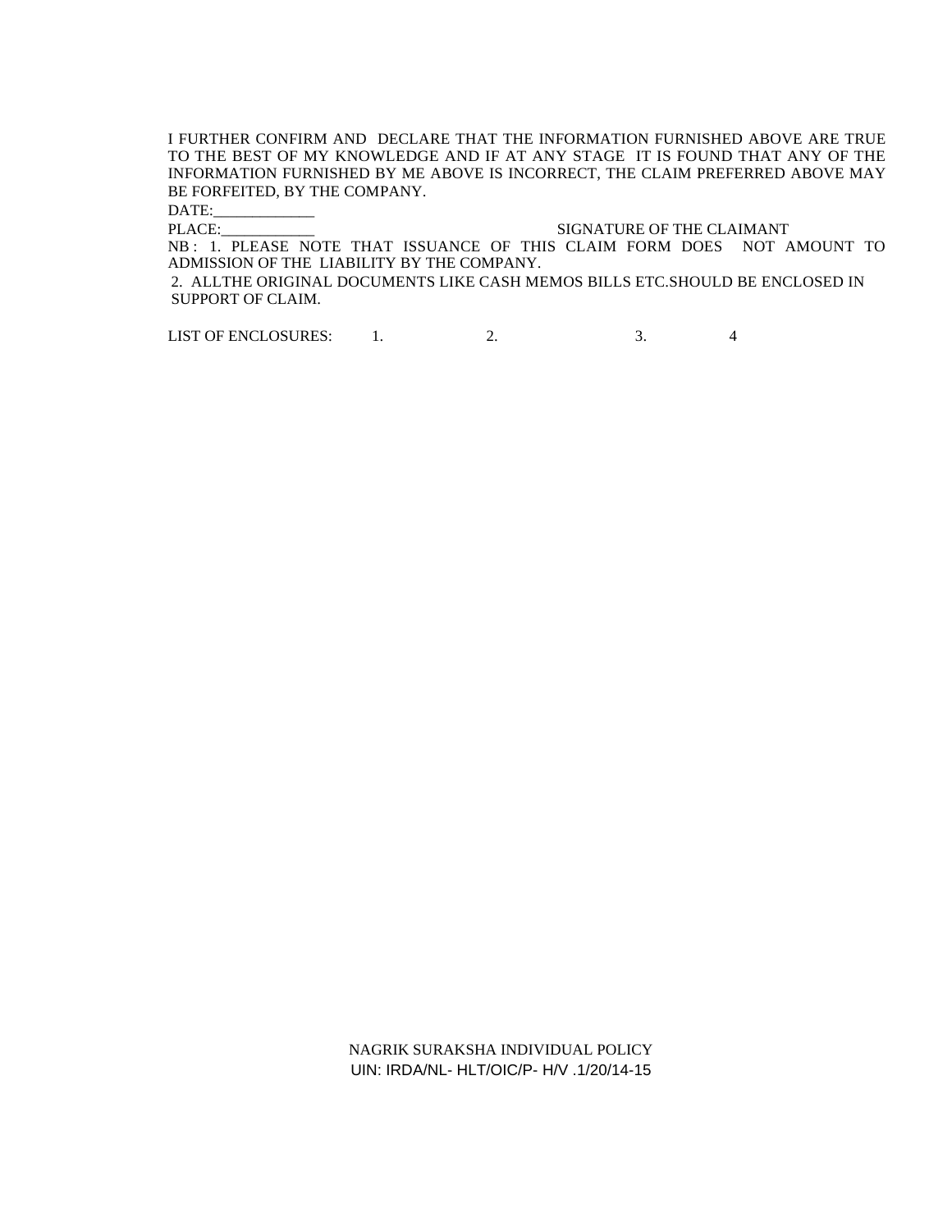I FURTHER CONFIRM AND DECLARE THAT THE INFORMATION FURNISHED ABOVE ARE TRUE TO THE BEST OF MY KNOWLEDGE AND IF AT ANY STAGE IT IS FOUND THAT ANY OF THE INFORMATION FURNISHED BY ME ABOVE IS INCORRECT, THE CLAIM PREFERRED ABOVE MAY BE FORFEITED, BY THE COMPANY.

DATE:_____________

PLACE:____________ SIGNATURE OF THE CLAIMANT

NB : 1. PLEASE NOTE THAT ISSUANCE OF THIS CLAIM FORM DOES NOT AMOUNT TO ADMISSION OF THE LIABILITY BY THE COMPANY.

2. ALLTHE ORIGINAL DOCUMENTS LIKE CASH MEMOS BILLS ETC.SHOULD BE ENCLOSED IN SUPPORT OF CLAIM.

LIST OF ENCLOSURES: 1. 2. 3. 4

NAGRIK SURAKSHA INDIVIDUAL POLICY
UIN: IRDA/NL- HLT/OIC/P- H/V .1/20/14-15